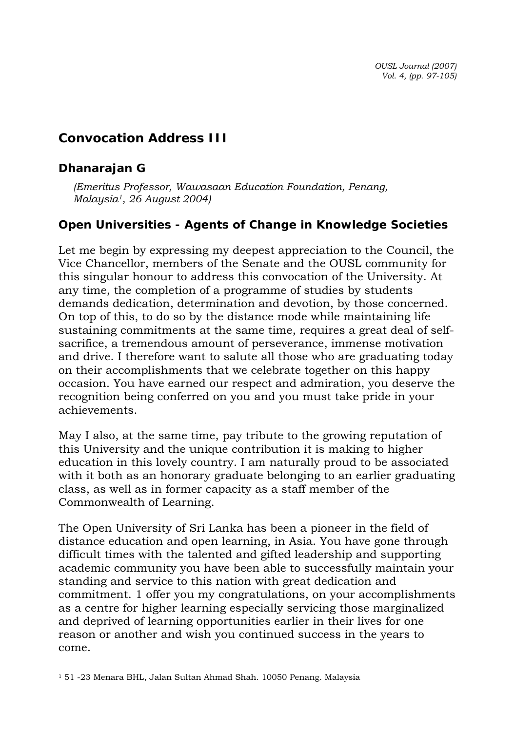# Convocation Address III

## Dhanarajan G

*(Emeritus Professor, Wawasaan Education Foundation, Penang, Malaysia[1], 26 August 2004)*

## Open Universities - Agents of Change in Knowledge Societies

Let me begin by expressing my deepest appreciation to the Council, the Vice Chancellor, members of the Senate and the OUSL community for this singular honour to address this convocation of the University. At any time, the completion of a programme of studies by students demands dedication, determination and devotion, by those concerned. On top of this, to do so by the distance mode while maintaining life sustaining commitments at the same time, requires a great deal of self-sacrifice, a tremendous amount of perseverance, immense motivation and drive. I therefore want to salute all those who are graduating today on their accomplishments that we celebrate together on this happy occasion. You have earned our respect and admiration, you deserve the recognition being conferred on you and you must take pride in your achievements.

May I also, at the same time, pay tribute to the growing reputation of this University and the unique contribution it is making to higher education in this lovely country. I am naturally proud to be associated with it both as an honorary graduate belonging to an earlier graduating class, as well as in former capacity as a staff member of the Commonwealth of Learning.

The Open University of Sri Lanka has been a pioneer in the field of distance education and open learning, in Asia. You have gone through difficult times with the talented and gifted leadership and supporting academic community you have been able to successfully maintain your standing and service to this nation with great dedication and commitment. 1 offer you my congratulations, on your accomplishments as a centre for higher learning especially servicing those marginalized and deprived of learning opportunities earlier in their lives for one reason or another and wish you continued success in the years to come.

[1] 51 -23 Menara BHL, Jalan Sultan Ahmad Shah. 10050 Penang. Malaysia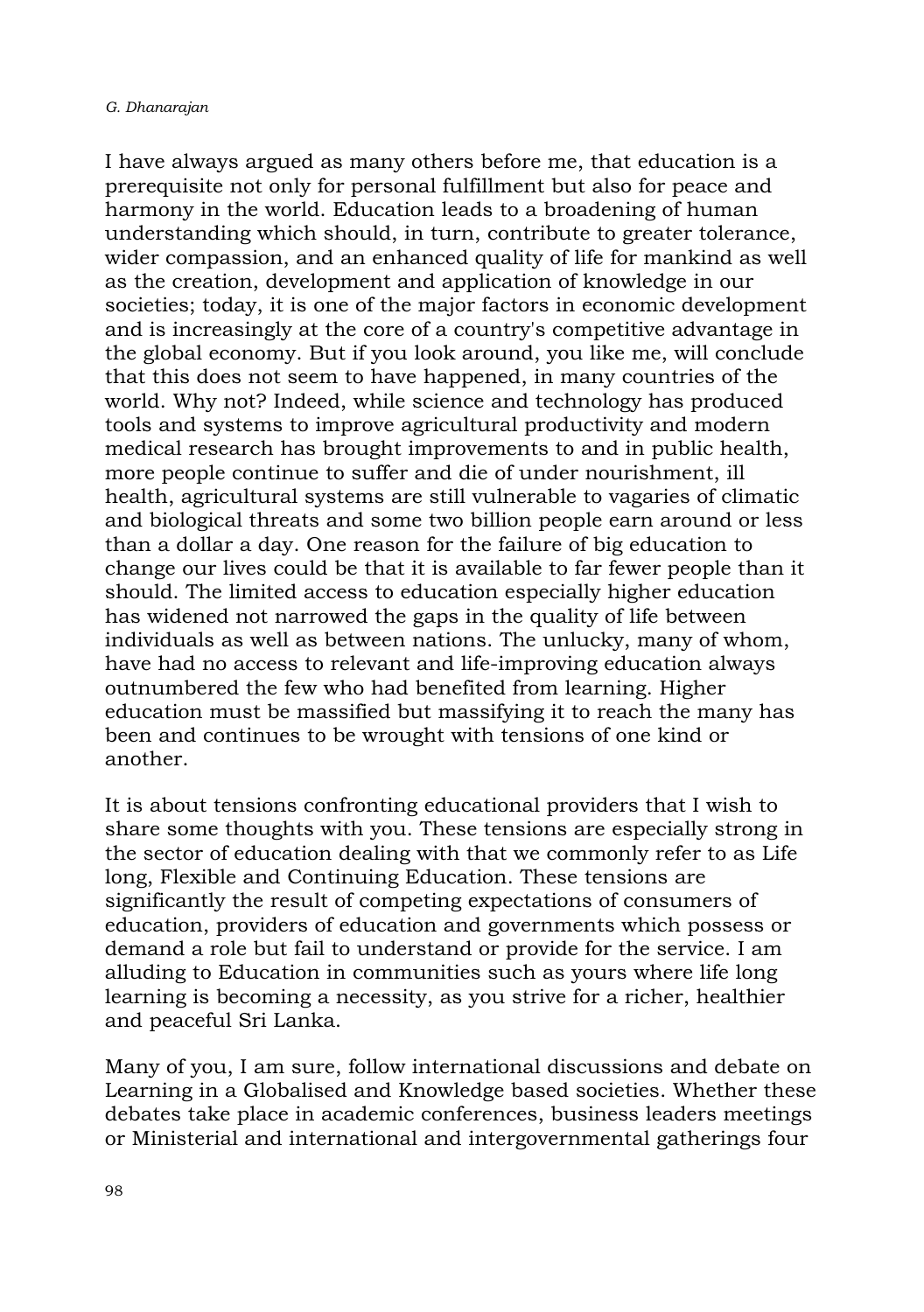I have always argued as many others before me, that education is a prerequisite not only for personal fulfillment but also for peace and harmony in the world. Education leads to a broadening of human understanding which should, in turn, contribute to greater tolerance, wider compassion, and an enhanced quality of life for mankind as well as the creation, development and application of knowledge in our societies; today, it is one of the major factors in economic development and is increasingly at the core of a country's competitive advantage in the global economy. But if you look around, you like me, will conclude that this does not seem to have happened, in many countries of the world. Why not? Indeed, while science and technology has produced tools and systems to improve agricultural productivity and modern medical research has brought improvements to and in public health, more people continue to suffer and die of under nourishment, ill health, agricultural systems are still vulnerable to vagaries of climatic and biological threats and some two billion people earn around or less than a dollar a day. One reason for the failure of big education to change our lives could be that it is available to far fewer people than it should. The limited access to education especially higher education has widened not narrowed the gaps in the quality of life between individuals as well as between nations. The unlucky, many of whom, have had no access to relevant and life-improving education always outnumbered the few who had benefited from learning. Higher education must be massified but massifying it to reach the many has been and continues to be wrought with tensions of one kind or another.

It is about tensions confronting educational providers that I wish to share some thoughts with you. These tensions are especially strong in the sector of education dealing with that we commonly refer to as Life long, Flexible and Continuing Education. These tensions are significantly the result of competing expectations of consumers of education, providers of education and governments which possess or demand a role but fail to understand or provide for the service. I am alluding to Education in communities such as yours where life long learning is becoming a necessity, as you strive for a richer, healthier and peaceful Sri Lanka.

Many of you, I am sure, follow international discussions and debate on Learning in a Globalised and Knowledge based societies. Whether these debates take place in academic conferences, business leaders meetings or Ministerial and international and intergovernmental gatherings four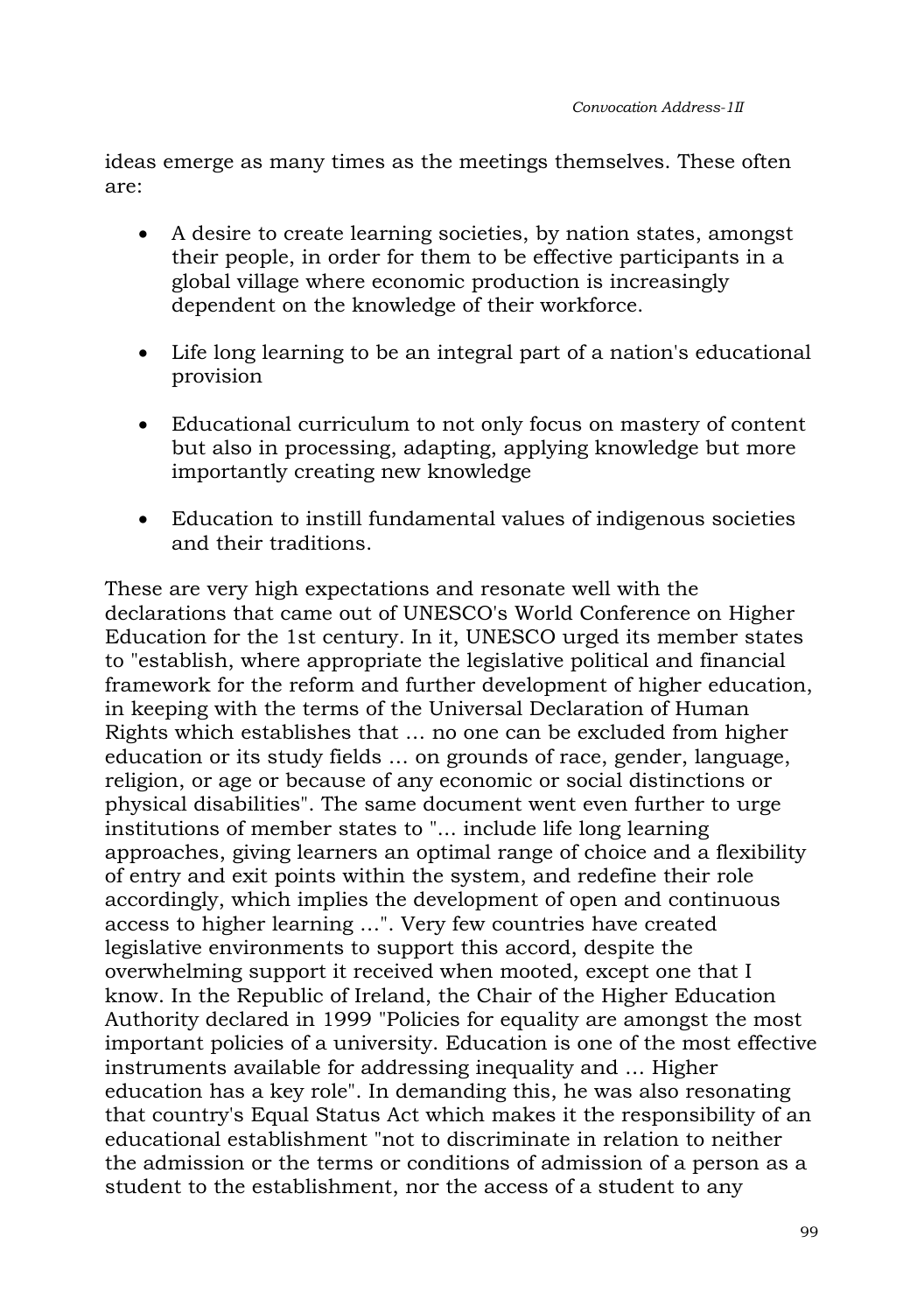ideas emerge as many times as the meetings themselves. These often are:

- A desire to create learning societies, by nation states, amongst their people, in order for them to be effective participants in a global village where economic production is increasingly dependent on the knowledge of their workforce.

- Life long learning to be an integral part of a nation's educational provision

- Educational curriculum to not only focus on mastery of content but also in processing, adapting, applying knowledge but more importantly creating new knowledge

- Education to instill fundamental values of indigenous societies and their traditions.

These are very high expectations and resonate well with the declarations that came out of UNESCO's World Conference on Higher Education for the 1st century. In it, UNESCO urged its member states to "establish, where appropriate the legislative political and financial framework for the reform and further development of higher education, in keeping with the terms of the Universal Declaration of Human Rights which establishes that ... no one can be excluded from higher education or its study fields ... on grounds of race, gender, language, religion, or age or because of any economic or social distinctions or physical disabilities". The same document went even further to urge institutions of member states to "... include life long learning approaches, giving learners an optimal range of choice and a flexibility of entry and exit points within the system, and redefine their role accordingly, which implies the development of open and continuous access to higher learning ...". Very few countries have created legislative environments to support this accord, despite the overwhelming support it received when mooted, except one that I know. In the Republic of Ireland, the Chair of the Higher Education Authority declared in 1999 "Policies for equality are amongst the most important policies of a university. Education is one of the most effective instruments available for addressing inequality and ... Higher education has a key role". In demanding this, he was also resonating that country's Equal Status Act which makes it the responsibility of an educational establishment "not to discriminate in relation to neither the admission or the terms or conditions of admission of a person as a student to the establishment, nor the access of a student to any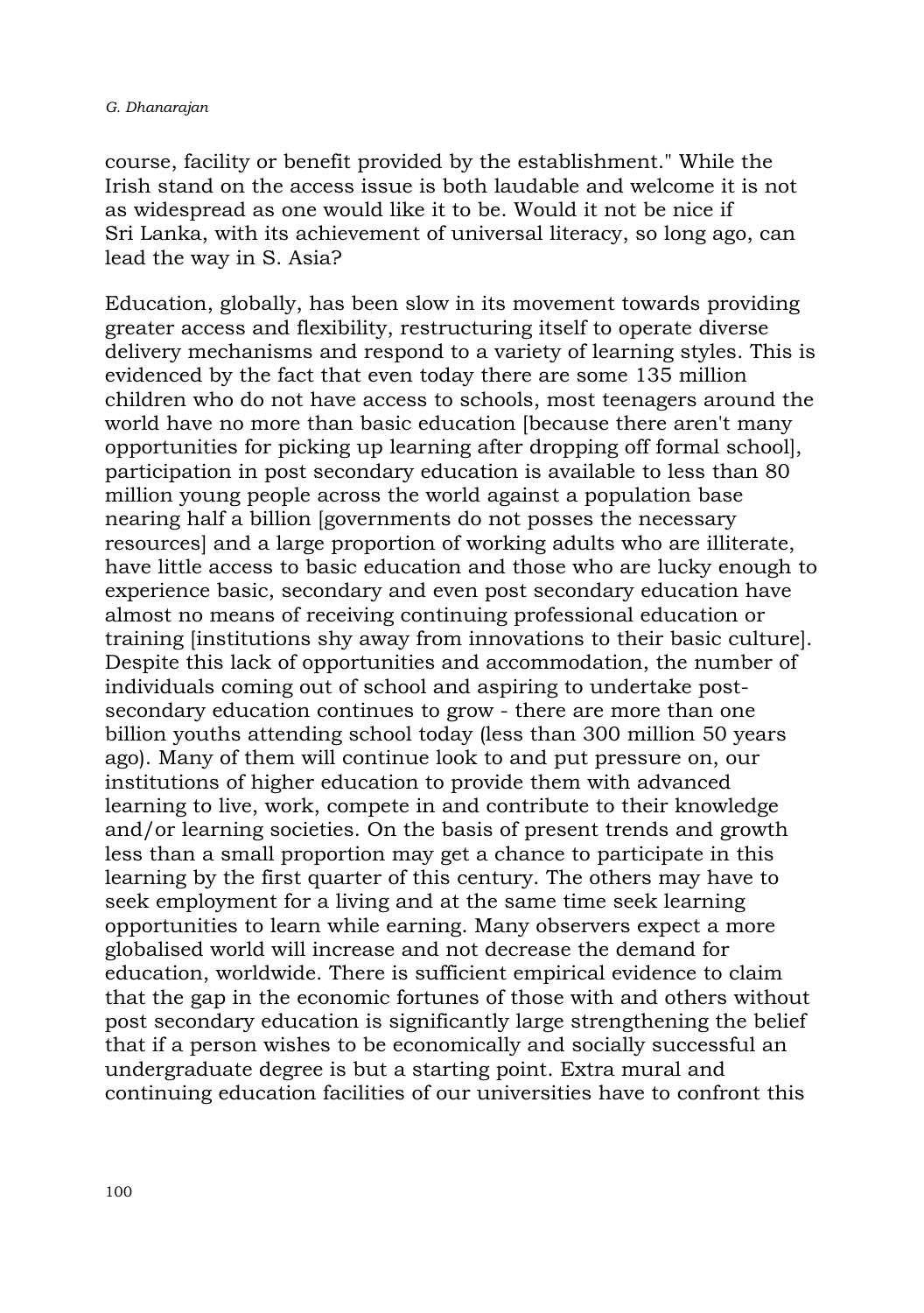course, facility or benefit provided by the establishment." While the Irish stand on the access issue is both laudable and welcome it is not as widespread as one would like it to be. Would it not be nice if Sri Lanka, with its achievement of universal literacy, so long ago, can lead the way in S. Asia?

Education, globally, has been slow in its movement towards providing greater access and flexibility, restructuring itself to operate diverse delivery mechanisms and respond to a variety of learning styles. This is evidenced by the fact that even today there are some 135 million children who do not have access to schools, most teenagers around the world have no more than basic education [because there aren't many opportunities for picking up learning after dropping off formal school], participation in post secondary education is available to less than 80 million young people across the world against a population base nearing half a billion [governments do not posses the necessary resources] and a large proportion of working adults who are illiterate, have little access to basic education and those who are lucky enough to experience basic, secondary and even post secondary education have almost no means of receiving continuing professional education or training [institutions shy away from innovations to their basic culture]. Despite this lack of opportunities and accommodation, the number of individuals coming out of school and aspiring to undertake post-secondary education continues to grow - there are more than one billion youths attending school today (less than 300 million 50 years ago). Many of them will continue look to and put pressure on, our institutions of higher education to provide them with advanced learning to live, work, compete in and contribute to their knowledge and/or learning societies. On the basis of present trends and growth less than a small proportion may get a chance to participate in this learning by the first quarter of this century. The others may have to seek employment for a living and at the same time seek learning opportunities to learn while earning. Many observers expect a more globalised world will increase and not decrease the demand for education, worldwide. There is sufficient empirical evidence to claim that the gap in the economic fortunes of those with and others without post secondary education is significantly large strengthening the belief that if a person wishes to be economically and socially successful an undergraduate degree is but a starting point. Extra mural and continuing education facilities of our universities have to confront this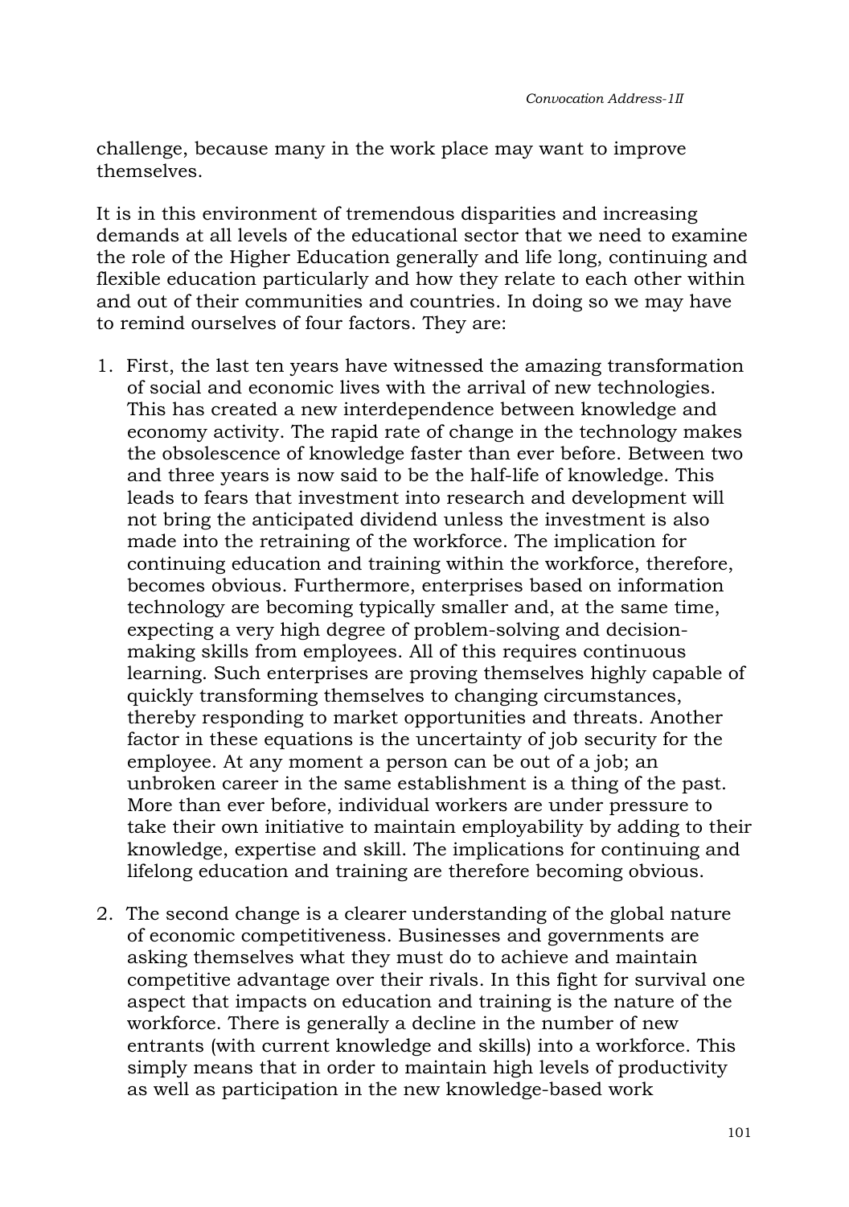challenge, because many in the work place may want to improve themselves.

It is in this environment of tremendous disparities and increasing demands at all levels of the educational sector that we need to examine the role of the Higher Education generally and life long, continuing and flexible education particularly and how they relate to each other within and out of their communities and countries. In doing so we may have to remind ourselves of four factors. They are:

1. First, the last ten years have witnessed the amazing transformation of social and economic lives with the arrival of new technologies. This has created a new interdependence between knowledge and economy activity. The rapid rate of change in the technology makes the obsolescence of knowledge faster than ever before. Between two and three years is now said to be the half-life of knowledge. This leads to fears that investment into research and development will not bring the anticipated dividend unless the investment is also made into the retraining of the workforce. The implication for continuing education and training within the workforce, therefore, becomes obvious. Furthermore, enterprises based on information technology are becoming typically smaller and, at the same time, expecting a very high degree of problem-solving and decision-making skills from employees. All of this requires continuous learning. Such enterprises are proving themselves highly capable of quickly transforming themselves to changing circumstances, thereby responding to market opportunities and threats. Another factor in these equations is the uncertainty of job security for the employee. At any moment a person can be out of a job; an unbroken career in the same establishment is a thing of the past. More than ever before, individual workers are under pressure to take their own initiative to maintain employability by adding to their knowledge, expertise and skill. The implications for continuing and lifelong education and training are therefore becoming obvious.

2. The second change is a clearer understanding of the global nature of economic competitiveness. Businesses and governments are asking themselves what they must do to achieve and maintain competitive advantage over their rivals. In this fight for survival one aspect that impacts on education and training is the nature of the workforce. There is generally a decline in the number of new entrants (with current knowledge and skills) into a workforce. This simply means that in order to maintain high levels of productivity as well as participation in the new knowledge-based work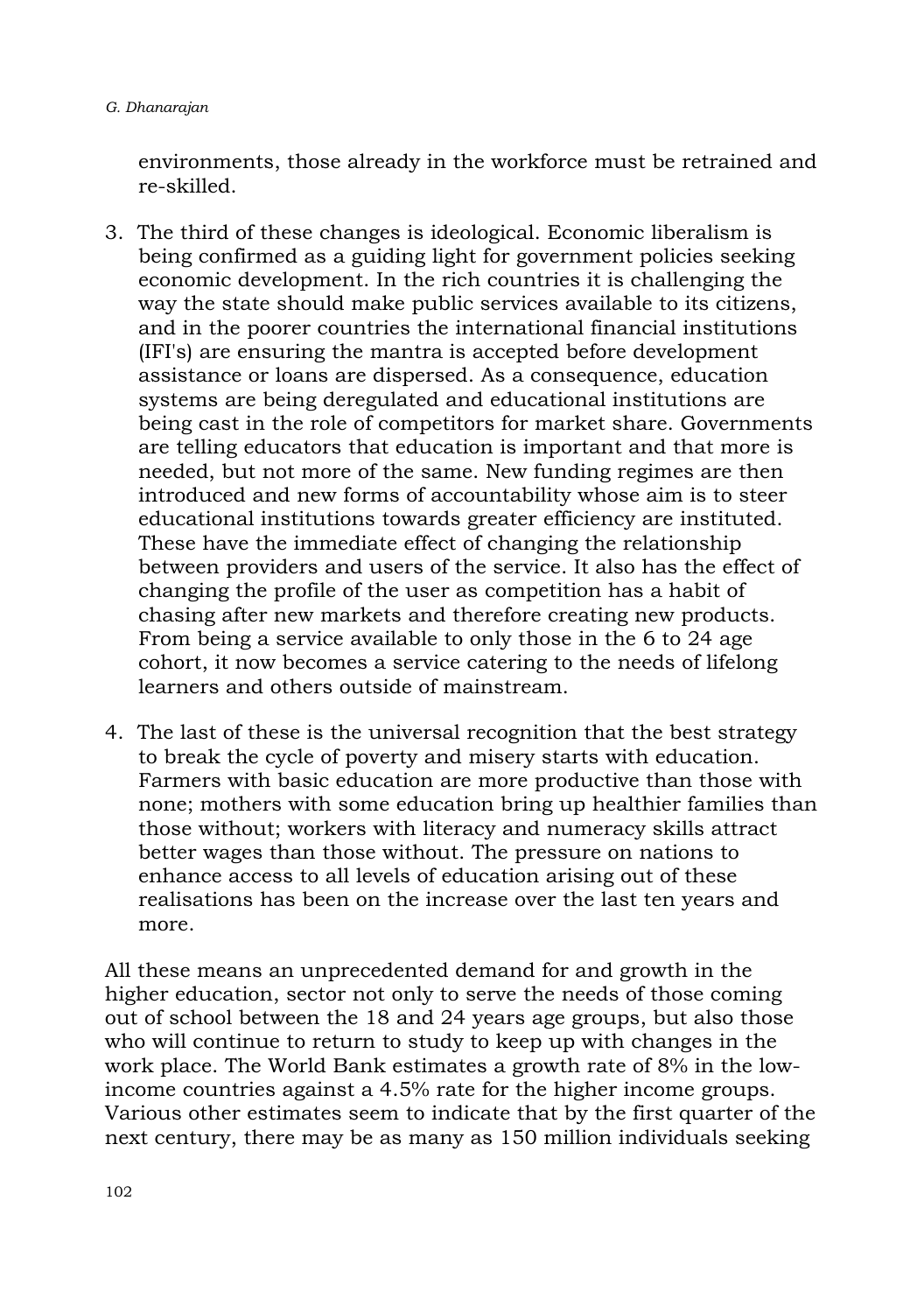environments, those already in the workforce must be retrained and re-skilled.

3. The third of these changes is ideological. Economic liberalism is being confirmed as a guiding light for government policies seeking economic development. In the rich countries it is challenging the way the state should make public services available to its citizens, and in the poorer countries the international financial institutions (IFI's) are ensuring the mantra is accepted before development assistance or loans are dispersed. As a consequence, education systems are being deregulated and educational institutions are being cast in the role of competitors for market share. Governments are telling educators that education is important and that more is needed, but not more of the same. New funding regimes are then introduced and new forms of accountability whose aim is to steer educational institutions towards greater efficiency are instituted. These have the immediate effect of changing the relationship between providers and users of the service. It also has the effect of changing the profile of the user as competition has a habit of chasing after new markets and therefore creating new products. From being a service available to only those in the 6 to 24 age cohort, it now becomes a service catering to the needs of lifelong learners and others outside of mainstream.

4. The last of these is the universal recognition that the best strategy to break the cycle of poverty and misery starts with education. Farmers with basic education are more productive than those with none; mothers with some education bring up healthier families than those without; workers with literacy and numeracy skills attract better wages than those without. The pressure on nations to enhance access to all levels of education arising out of these realisations has been on the increase over the last ten years and more.

All these means an unprecedented demand for and growth in the higher education, sector not only to serve the needs of those coming out of school between the 18 and 24 years age groups, but also those who will continue to return to study to keep up with changes in the work place. The World Bank estimates a growth rate of 8% in the low-income countries against a 4.5% rate for the higher income groups. Various other estimates seem to indicate that by the first quarter of the next century, there may be as many as 150 million individuals seeking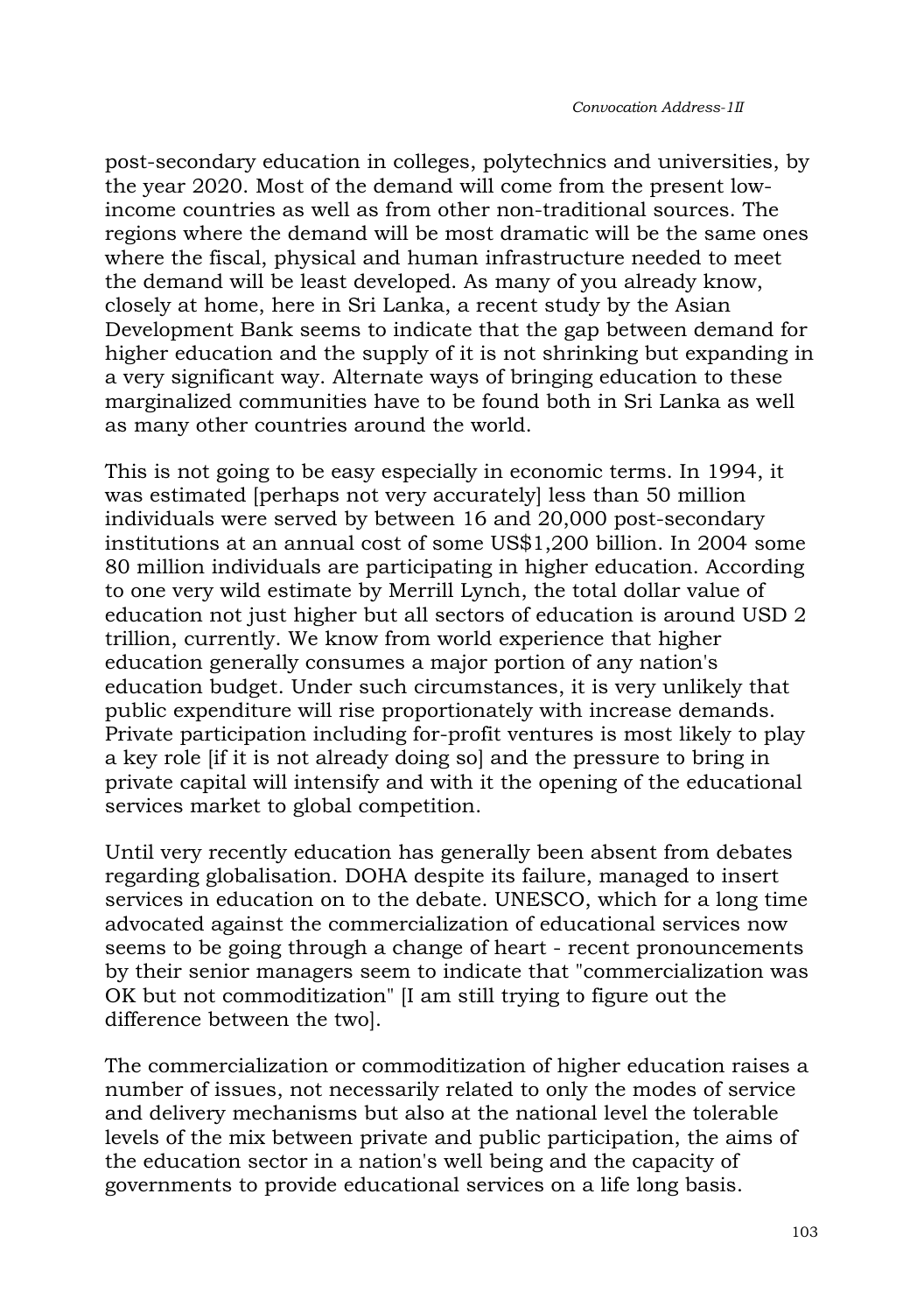post-secondary education in colleges, polytechnics and universities, by the year 2020. Most of the demand will come from the present low-income countries as well as from other non-traditional sources. The regions where the demand will be most dramatic will be the same ones where the fiscal, physical and human infrastructure needed to meet the demand will be least developed. As many of you already know, closely at home, here in Sri Lanka, a recent study by the Asian Development Bank seems to indicate that the gap between demand for higher education and the supply of it is not shrinking but expanding in a very significant way. Alternate ways of bringing education to these marginalized communities have to be found both in Sri Lanka as well as many other countries around the world.

This is not going to be easy especially in economic terms. In 1994, it was estimated [perhaps not very accurately] less than 50 million individuals were served by between 16 and 20,000 post-secondary institutions at an annual cost of some US$1,200 billion. In 2004 some 80 million individuals are participating in higher education. According to one very wild estimate by Merrill Lynch, the total dollar value of education not just higher but all sectors of education is around USD 2 trillion, currently. We know from world experience that higher education generally consumes a major portion of any nation's education budget. Under such circumstances, it is very unlikely that public expenditure will rise proportionately with increase demands. Private participation including for-profit ventures is most likely to play a key role [if it is not already doing so] and the pressure to bring in private capital will intensify and with it the opening of the educational services market to global competition.

Until very recently education has generally been absent from debates regarding globalisation. DOHA despite its failure, managed to insert services in education on to the debate. UNESCO, which for a long time advocated against the commercialization of educational services now seems to be going through a change of heart - recent pronouncements by their senior managers seem to indicate that "commercialization was OK but not commoditization" [I am still trying to figure out the difference between the two].

The commercialization or commoditization of higher education raises a number of issues, not necessarily related to only the modes of service and delivery mechanisms but also at the national level the tolerable levels of the mix between private and public participation, the aims of the education sector in a nation's well being and the capacity of governments to provide educational services on a life long basis.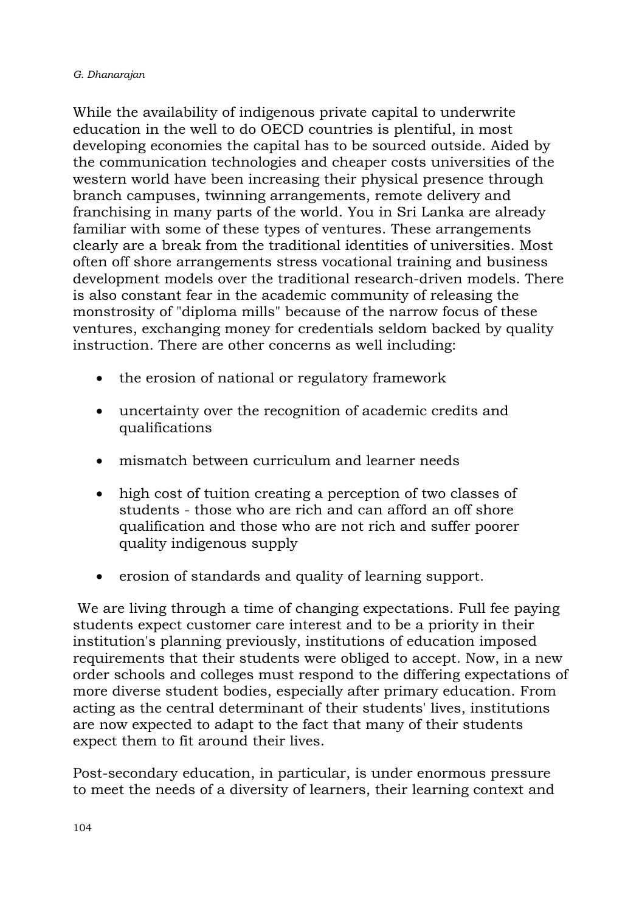While the availability of indigenous private capital to underwrite education in the well to do OECD countries is plentiful, in most developing economies the capital has to be sourced outside. Aided by the communication technologies and cheaper costs universities of the western world have been increasing their physical presence through branch campuses, twinning arrangements, remote delivery and franchising in many parts of the world. You in Sri Lanka are already familiar with some of these types of ventures. These arrangements clearly are a break from the traditional identities of universities. Most often off shore arrangements stress vocational training and business development models over the traditional research-driven models. There is also constant fear in the academic community of releasing the monstrosity of "diploma mills" because of the narrow focus of these ventures, exchanging money for credentials seldom backed by quality instruction. There are other concerns as well including:

- the erosion of national or regulatory framework
- uncertainty over the recognition of academic credits and qualifications
- mismatch between curriculum and learner needs
- high cost of tuition creating a perception of two classes of students - those who are rich and can afford an off shore qualification and those who are not rich and suffer poorer quality indigenous supply
- erosion of standards and quality of learning support.

We are living through a time of changing expectations. Full fee paying students expect customer care interest and to be a priority in their institution's planning previously, institutions of education imposed requirements that their students were obliged to accept. Now, in a new order schools and colleges must respond to the differing expectations of more diverse student bodies, especially after primary education. From acting as the central determinant of their students' lives, institutions are now expected to adapt to the fact that many of their students expect them to fit around their lives.

Post-secondary education, in particular, is under enormous pressure to meet the needs of a diversity of learners, their learning context and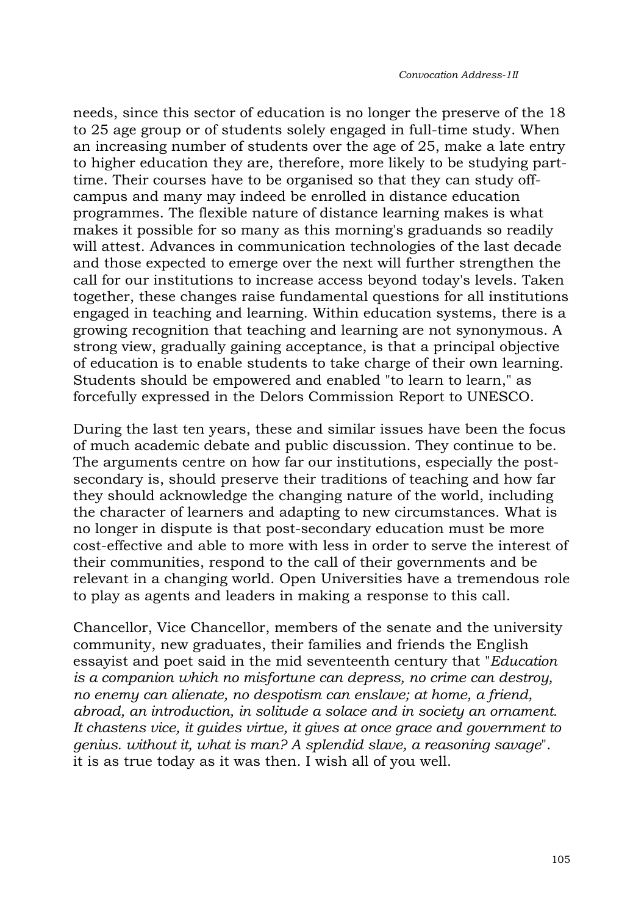needs, since this sector of education is no longer the preserve of the 18 to 25 age group or of students solely engaged in full-time study. When an increasing number of students over the age of 25, make a late entry to higher education they are, therefore, more likely to be studying part-time. Their courses have to be organised so that they can study off-campus and many may indeed be enrolled in distance education programmes. The flexible nature of distance learning makes is what makes it possible for so many as this morning's graduands so readily will attest. Advances in communication technologies of the last decade and those expected to emerge over the next will further strengthen the call for our institutions to increase access beyond today's levels. Taken together, these changes raise fundamental questions for all institutions engaged in teaching and learning. Within education systems, there is a growing recognition that teaching and learning are not synonymous. A strong view, gradually gaining acceptance, is that a principal objective of education is to enable students to take charge of their own learning. Students should be empowered and enabled "to learn to learn," as forcefully expressed in the Delors Commission Report to UNESCO.

During the last ten years, these and similar issues have been the focus of much academic debate and public discussion. They continue to be. The arguments centre on how far our institutions, especially the post-secondary is, should preserve their traditions of teaching and how far they should acknowledge the changing nature of the world, including the character of learners and adapting to new circumstances. What is no longer in dispute is that post-secondary education must be more cost-effective and able to more with less in order to serve the interest of their communities, respond to the call of their governments and be relevant in a changing world. Open Universities have a tremendous role to play as agents and leaders in making a response to this call.

Chancellor, Vice Chancellor, members of the senate and the university community, new graduates, their families and friends the English essayist and poet said in the mid seventeenth century that "*Education is a companion which no misfortune can depress, no crime can destroy, no enemy can alienate, no despotism can enslave; at home, a friend, abroad, an introduction, in solitude a solace and in society an ornament. It chastens vice, it guides virtue, it gives at once grace and government to genius. without it, what is man? A splendid slave, a reasoning savage*". it is as true today as it was then. I wish all of you well.